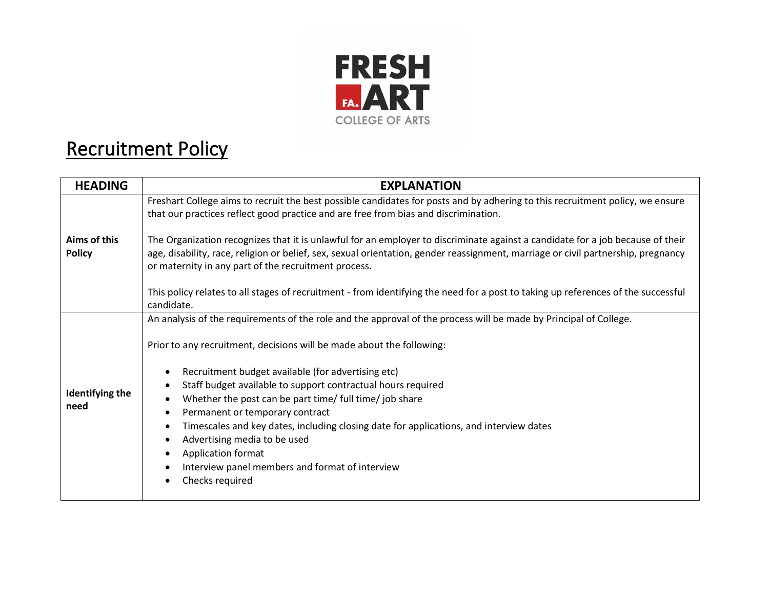# Recruitment Policy

| HEADING | EXPLANATION |
| --- | --- |
| **Aims of this Policy** | Freshart College aims to recruit the best possible candidates for posts and by adhering to this recruitment policy, we ensure that our practices reflect good practice and are free from bias and discrimination.<br><br>The Organization recognizes that it is unlawful for an employer to discriminate against a candidate for a job because of their age, disability, race, religion or belief, sex, sexual orientation, gender reassignment, marriage or civil partnership, pregnancy or maternity in any part of the recruitment process.<br><br>This policy relates to all stages of recruitment - from identifying the need for a post to taking up references of the successful candidate. |
| **Identifying the need** | An analysis of the requirements of the role and the approval of the process will be made by Principal of College.<br><br>Prior to any recruitment, decisions will be made about the following:<br><br>• Recruitment budget available (for advertising etc)<br>• Staff budget available to support contractual hours required<br>• Whether the post can be part time/ full time/ job share<br>• Permanent or temporary contract<br>• Timescales and key dates, including closing date for applications, and interview dates<br>• Advertising media to be used<br>• Application format<br>• Interview panel members and format of interview<br>• Checks required |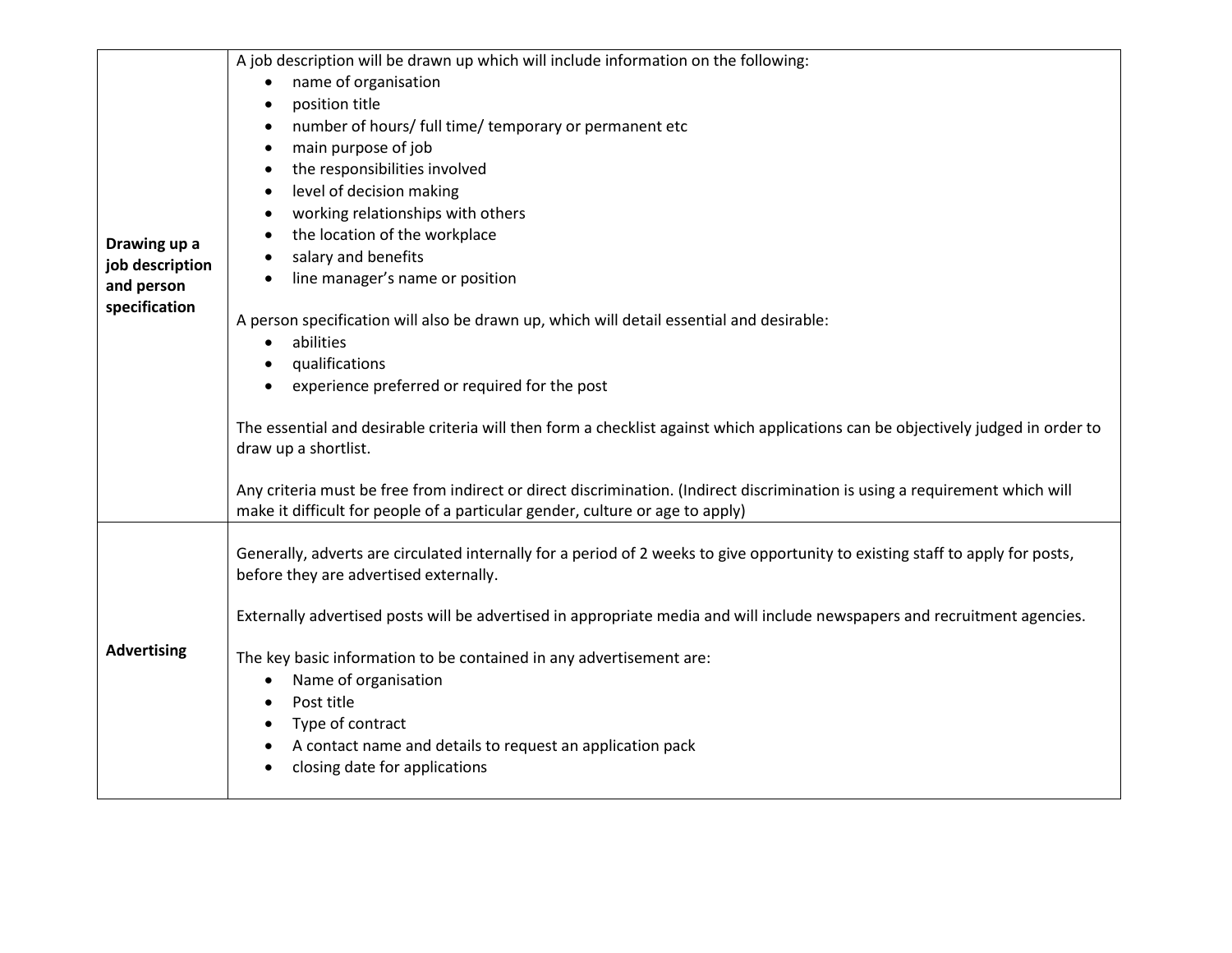| | |
|---|---|
| **Drawing up a job description and person specification** | A job description will be drawn up which will include information on the following:<br>• name of organisation<br>• position title<br>• number of hours/ full time/ temporary or permanent etc<br>• main purpose of job<br>• the responsibilities involved<br>• level of decision making<br>• working relationships with others<br>• the location of the workplace<br>• salary and benefits<br>• line manager's name or position<br><br>A person specification will also be drawn up, which will detail essential and desirable:<br>• abilities<br>• qualifications<br>• experience preferred or required for the post<br><br>The essential and desirable criteria will then form a checklist against which applications can be objectively judged in order to draw up a shortlist.<br><br>Any criteria must be free from indirect or direct discrimination. (Indirect discrimination is using a requirement which will make it difficult for people of a particular gender, culture or age to apply) |
| **Advertising** | Generally, adverts are circulated internally for a period of 2 weeks to give opportunity to existing staff to apply for posts, before they are advertised externally.<br><br>Externally advertised posts will be advertised in appropriate media and will include newspapers and recruitment agencies.<br><br>The key basic information to be contained in any advertisement are:<br>• Name of organisation<br>• Post title<br>• Type of contract<br>• A contact name and details to request an application pack<br>• closing date for applications |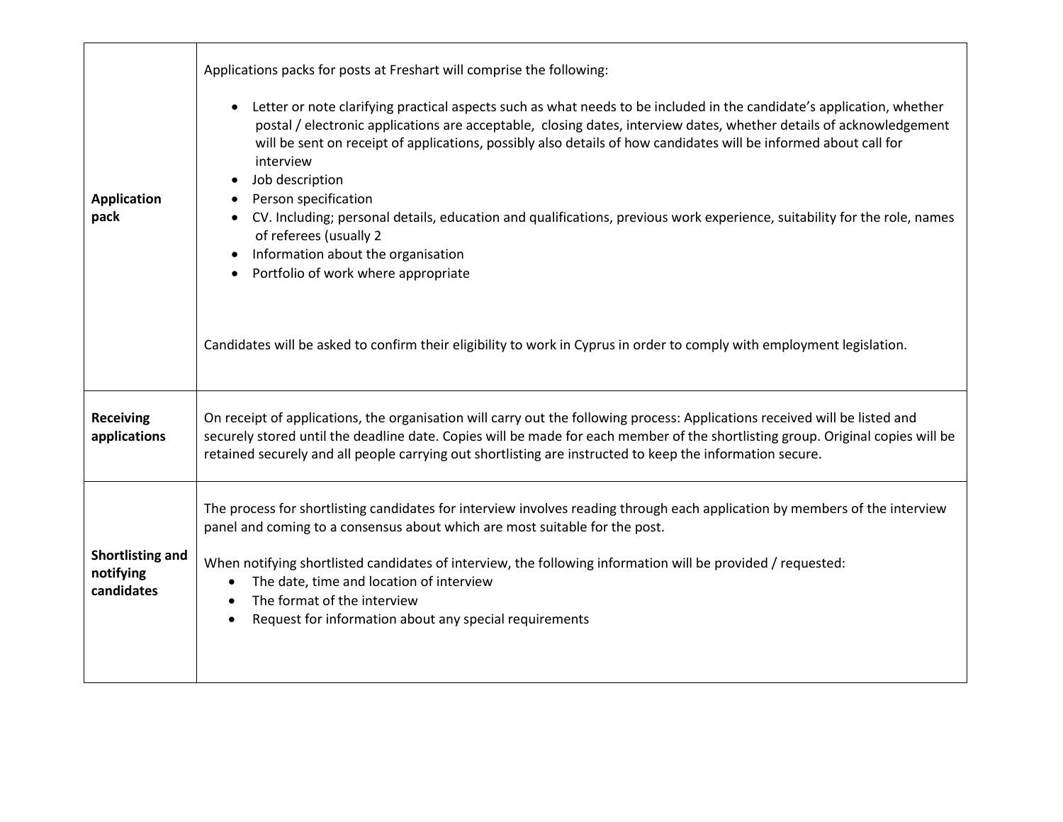| | |
|---|---|
| **Application pack** | Applications packs for posts at Freshart will comprise the following:<br><br>• Letter or note clarifying practical aspects such as what needs to be included in the candidate's application, whether postal / electronic applications are acceptable, closing dates, interview dates, whether details of acknowledgement will be sent on receipt of applications, possibly also details of how candidates will be informed about call for interview<br>• Job description<br>• Person specification<br>• CV. Including; personal details, education and qualifications, previous work experience, suitability for the role, names of referees (usually 2<br>• Information about the organisation<br>• Portfolio of work where appropriate<br><br>Candidates will be asked to confirm their eligibility to work in Cyprus in order to comply with employment legislation. |
| **Receiving applications** | On receipt of applications, the organisation will carry out the following process: Applications received will be listed and securely stored until the deadline date. Copies will be made for each member of the shortlisting group. Original copies will be retained securely and all people carrying out shortlisting are instructed to keep the information secure. |
| **Shortlisting and notifying candidates** | The process for shortlisting candidates for interview involves reading through each application by members of the interview panel and coming to a consensus about which are most suitable for the post.<br><br>When notifying shortlisted candidates of interview, the following information will be provided / requested:<br>• The date, time and location of interview<br>• The format of the interview<br>• Request for information about any special requirements |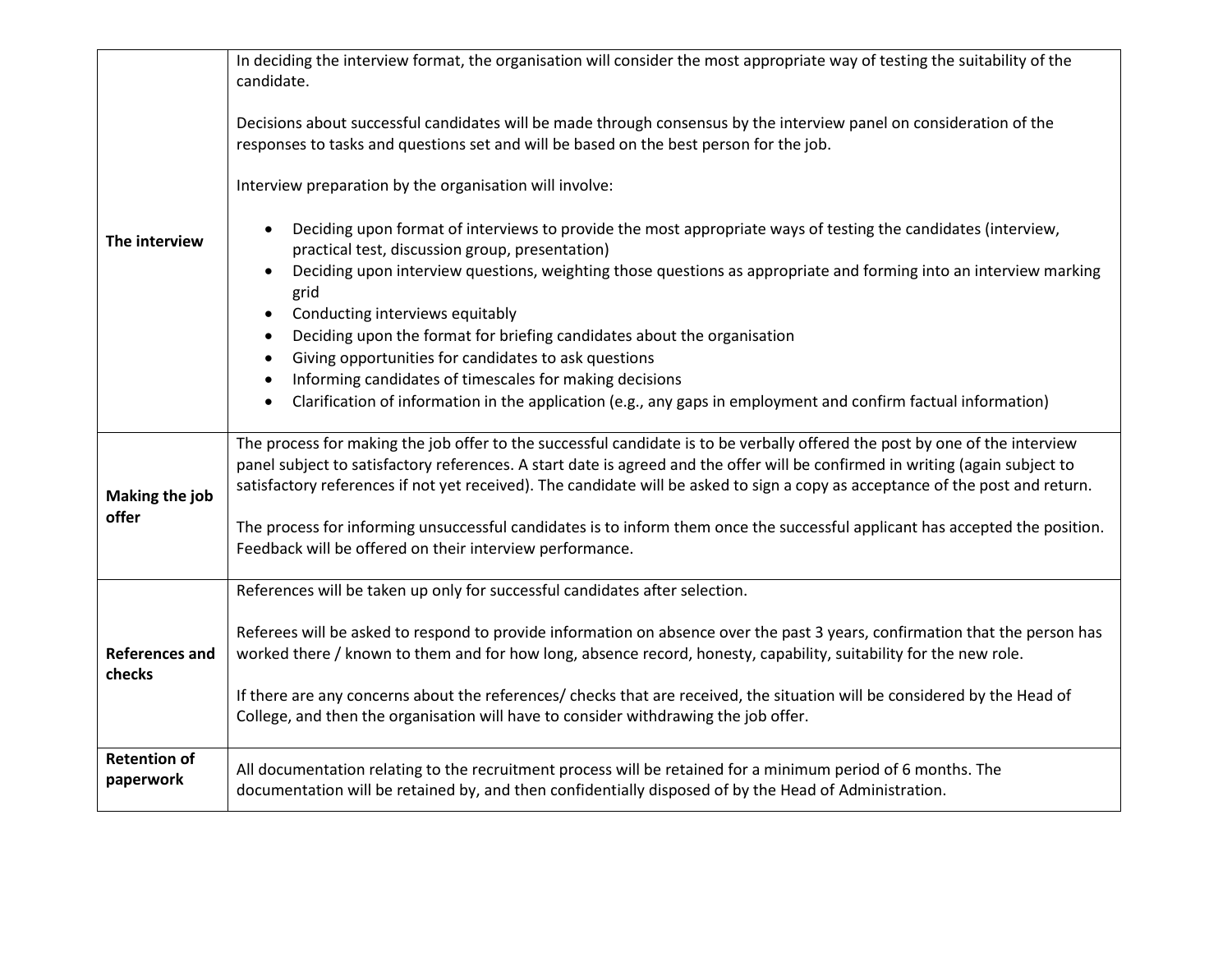| | |
|---|---|
| **The interview** | In deciding the interview format, the organisation will consider the most appropriate way of testing the suitability of the candidate.<br><br>Decisions about successful candidates will be made through consensus by the interview panel on consideration of the responses to tasks and questions set and will be based on the best person for the job.<br><br>Interview preparation by the organisation will involve:<br><br>• Deciding upon format of interviews to provide the most appropriate ways of testing the candidates (interview, practical test, discussion group, presentation)<br>• Deciding upon interview questions, weighting those questions as appropriate and forming into an interview marking grid<br>• Conducting interviews equitably<br>• Deciding upon the format for briefing candidates about the organisation<br>• Giving opportunities for candidates to ask questions<br>• Informing candidates of timescales for making decisions<br>• Clarification of information in the application (e.g., any gaps in employment and confirm factual information) |
| **Making the job offer** | The process for making the job offer to the successful candidate is to be verbally offered the post by one of the interview panel subject to satisfactory references. A start date is agreed and the offer will be confirmed in writing (again subject to satisfactory references if not yet received). The candidate will be asked to sign a copy as acceptance of the post and return.<br><br>The process for informing unsuccessful candidates is to inform them once the successful applicant has accepted the position. Feedback will be offered on their interview performance. |
| **References and checks** | References will be taken up only for successful candidates after selection.<br><br>Referees will be asked to respond to provide information on absence over the past 3 years, confirmation that the person has worked there / known to them and for how long, absence record, honesty, capability, suitability for the new role.<br><br>If there are any concerns about the references/ checks that are received, the situation will be considered by the Head of College, and then the organisation will have to consider withdrawing the job offer. |
| **Retention of paperwork** | All documentation relating to the recruitment process will be retained for a minimum period of 6 months. The documentation will be retained by, and then confidentially disposed of by the Head of Administration. |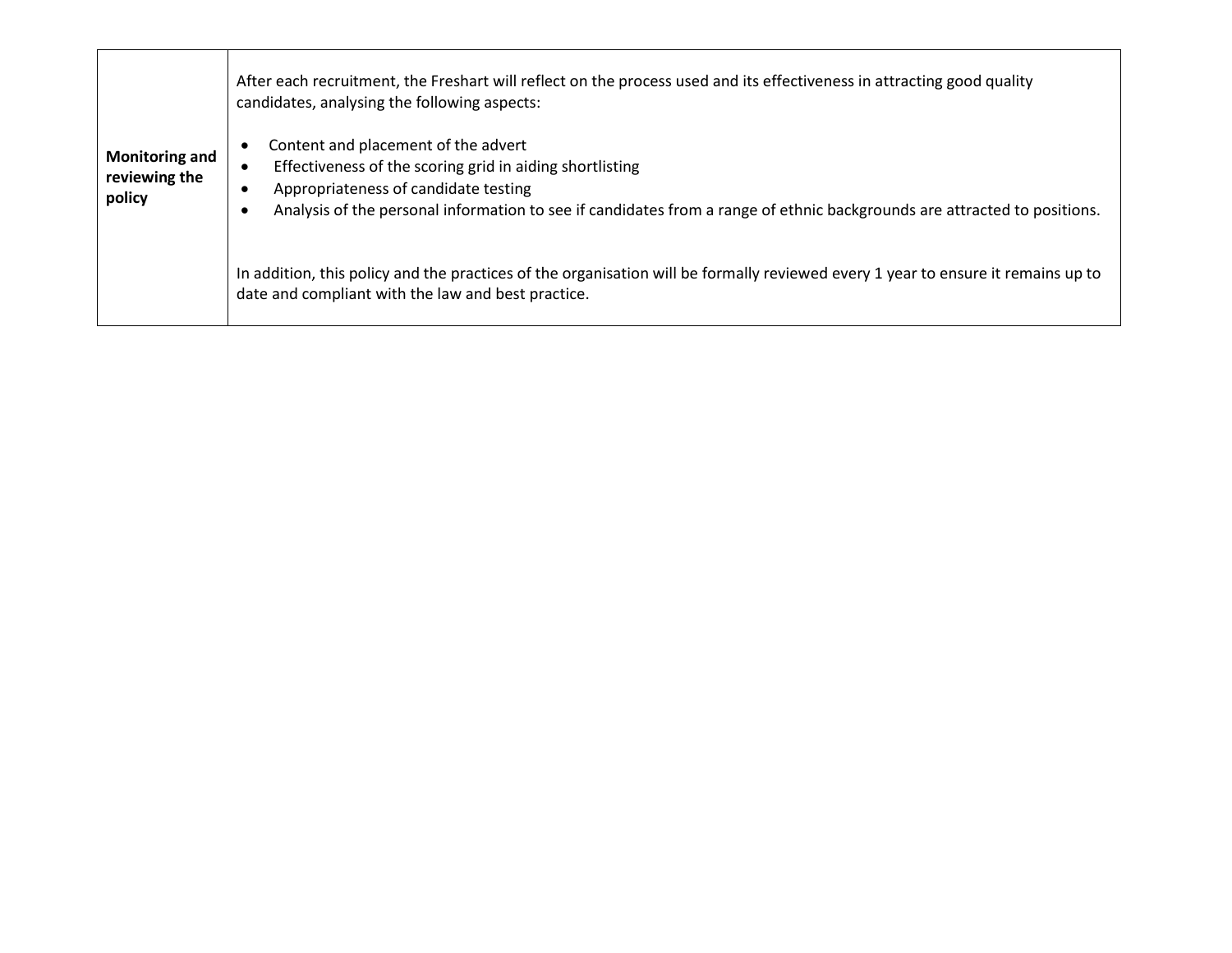| | |
|---|---|
| **Monitoring and reviewing the policy** | After each recruitment, the Freshart will reflect on the process used and its effectiveness in attracting good quality candidates, analysing the following aspects:<br><br>• Content and placement of the advert<br>• Effectiveness of the scoring grid in aiding shortlisting<br>• Appropriateness of candidate testing<br>• Analysis of the personal information to see if candidates from a range of ethnic backgrounds are attracted to positions.<br><br>In addition, this policy and the practices of the organisation will be formally reviewed every 1 year to ensure it remains up to date and compliant with the law and best practice. |